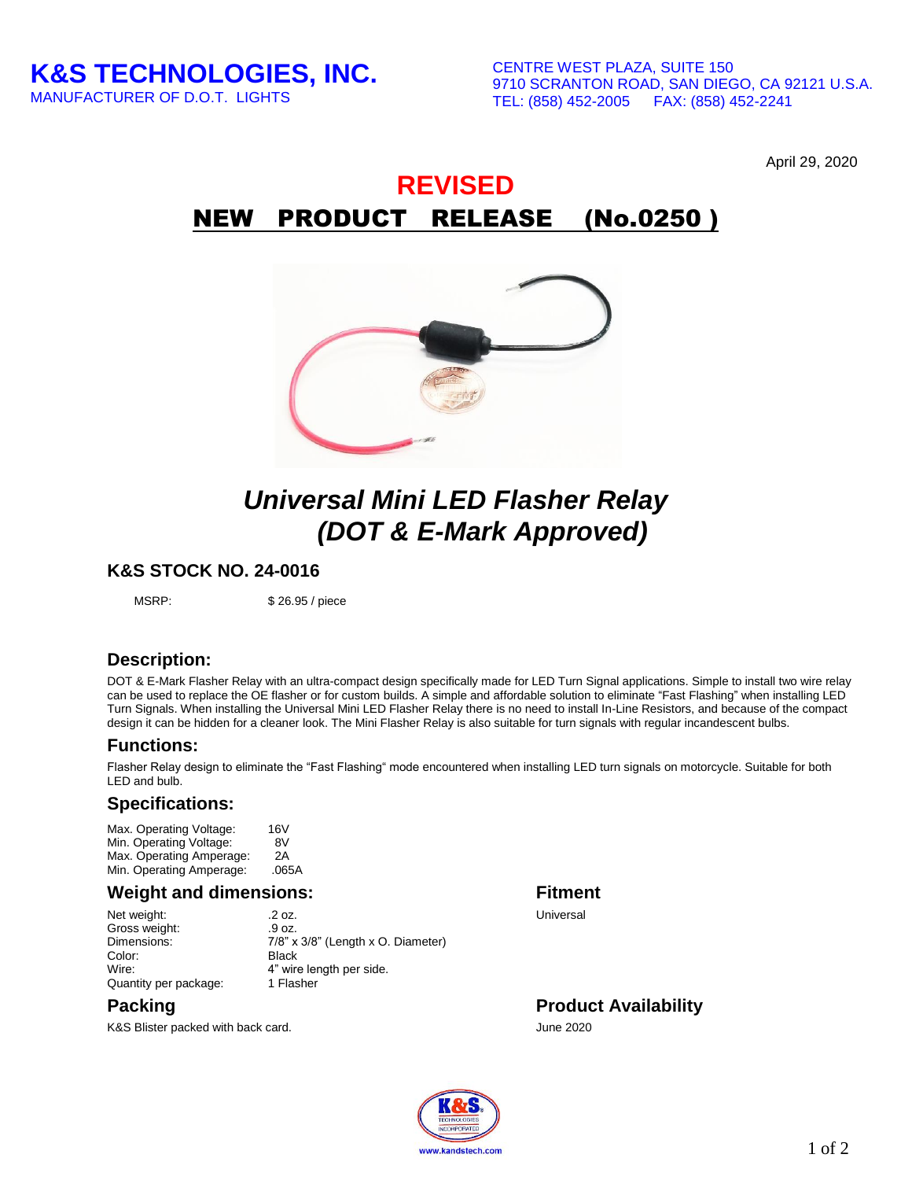# K&S TECHNOLOGIES, INC.

MANUFACTURER OF D.O.T. LIGHTS

CENTRE WEST PLAZA, SUITE 150
9710 SCRANTON ROAD, SAN DIEGO, CA 92121 U.S.A.
TEL: (858) 452-2005 FAX: (858) 452-2241

April 29, 2020

## REVISED

## NEW PRODUCT RELEASE (No.0250 )

## *Universal Mini LED Flasher Relay (DOT & E-Mark Approved)*

### K&S STOCK NO. 24-0016

MSRP: $ 26.95 / piece

### Description:

DOT & E-Mark Flasher Relay with an ultra-compact design specifically made for LED Turn Signal applications. Simple to install two wire relay can be used to replace the OE flasher or for custom builds. A simple and affordable solution to eliminate "Fast Flashing" when installing LED Turn Signals. When installing the Universal Mini LED Flasher Relay there is no need to install In-Line Resistors, and because of the compact design it can be hidden for a cleaner look. The Mini Flasher Relay is also suitable for turn signals with regular incandescent bulbs.

### Functions:

Flasher Relay design to eliminate the "Fast Flashing" mode encountered when installing LED turn signals on motorcycle. Suitable for both LED and bulb.

### Specifications:

| | |
|---|---|
| Max. Operating Voltage: | 16V |
| Min. Operating Voltage: | 8V |
| Max. Operating Amperage: | 2A |
| Min. Operating Amperage: | .065A |

### Weight and dimensions:

| | |
|---|---|
| Net weight: | .2 oz. |
| Gross weight: | .9 oz. |
| Dimensions: | 7/8" x 3/8" (Length x O. Diameter) |
| Color: | Black |
| Wire: | 4" wire length per side. |
| Quantity per package: | 1 Flasher |

### Fitment

Universal

### Packing

K&S Blister packed with back card.

### Product Availability

June 2020

www.kandstech.com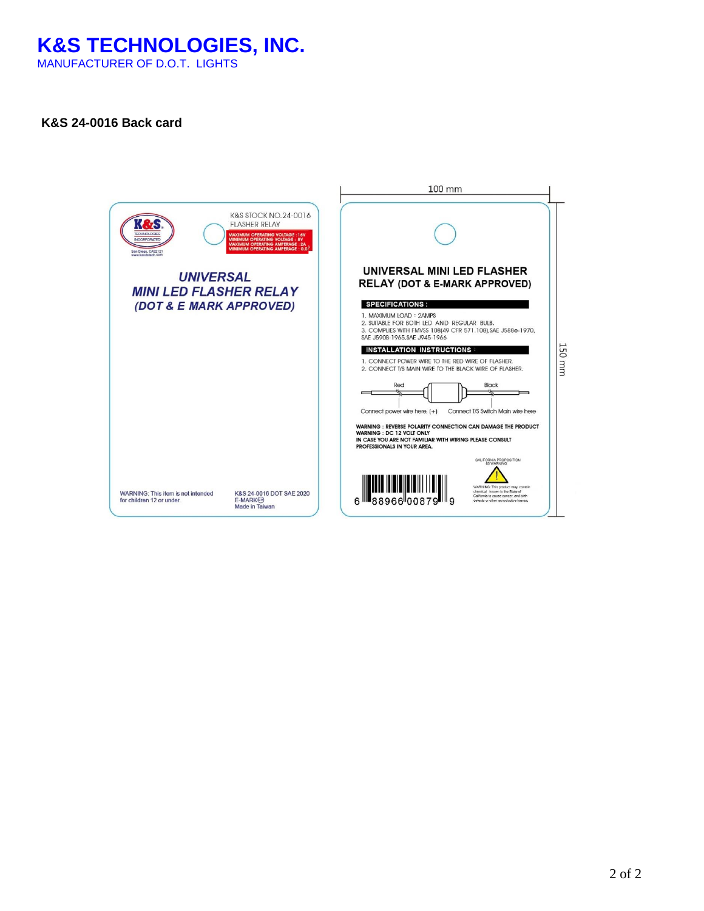# K&S TECHNOLOGIES, INC.

MANUFACTURER OF D.O.T. LIGHTS

**K&S 24-0016 Back card**

K&S TECHNOLOGIES INCORPORATED
San Diego, CA92121
www.kandstech.com

K&S STOCK NO.24-0016
FLASHER RELAY

MAXIMUM OPERATING VOLTAGE : 16V
MINIMUM OPERATING VOLTAGE : 8V
MAXIMUM OPERATING AMPERAGE : 2A
MINIMUM OPERATING AMPERAGE : 0.0A

***UNIVERSAL MINI LED FLASHER RELAY (DOT & E MARK APPROVED)***

WARNING: This item is not intended for children 12 or under.

K&S 24-0016 DOT SAE 2020
E-MARK
Made in Taiwan

100 mm

150 mm

**UNIVERSAL MINI LED FLASHER RELAY (DOT & E-MARK APPROVED)**

**SPECIFICATIONS :**

1. MAXIMUM LOAD : 2AMPS
2. SUITABLE FOR BOTH LED AND REGULAR BULB.
3. COMPLIES WITH FMVSS 108(49 CFR 571.108),SAE J588e-1970, SAE J590B-1965,SAE J945-1966

**INSTALLATION INSTRUCTIONS :**

1. CONNECT POWER WIRE TO THE RED WIRE OF FLASHER.
2. CONNECT T/S MAIN WIRE TO THE BLACK WIRE OF FLASHER.

Red

Black

Connect power wire here. (+)

Connect T/S Switch Main wire here

**WARNING : REVERSE POLARITY CONNECTION CAN DAMAGE THE PRODUCT**
**WARNING : DC 12 VOLT ONLY**
**IN CASE YOU ARE NOT FAMILIAR WITH WIRING PLEASE CONSULT PROFESSIONALS IN YOUR AREA.**

CALIFORNIA PROPOSITION 65 WARNING

WARNING: This product may contain chemical known to the State of California to cause cancer, and birth defects or other reproductive harms.

6 88966 00879 9